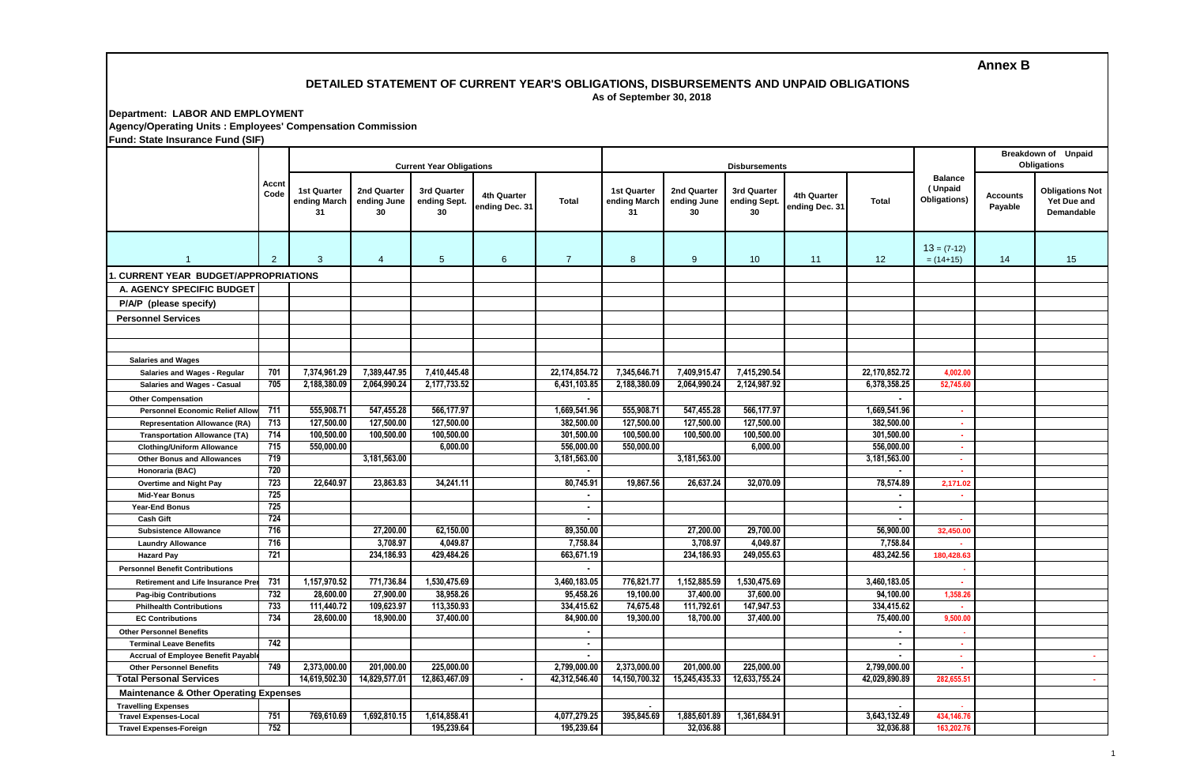**Annex B**

# DETAILED STATEMENT OF CURRENT YEAR'S OBLIGATIONS, DISBURSEMENTS AND UNPAID OBLIGATIONS

As of September 30, 2018

**Department: LABOR AND EMPLOYMENT**

**Agency/Operating Units : Employees' Compensation Commission**

**Fund: State Insurance Fund (SIF)**

| | Accnt Code | Current Year Obligations | | | | | Disbursements | | | | | Balance (Unpaid Obligations) | Breakdown of Unpaid Obligations | |
|---|---|---|---|---|---|---|---|---|---|---|---|---|---|---|
| | | 1st Quarter ending March 31 | 2nd Quarter ending June 30 | 3rd Quarter ending Sept. 30 | 4th Quarter ending Dec. 31 | Total | 1st Quarter ending March 31 | 2nd Quarter ending June 30 | 3rd Quarter ending Sept. 30 | 4th Quarter ending Dec. 31 | Total | | Accounts Payable | Obligations Not Yet Due and Demandable |
| 1 | 2 | 3 | 4 | 5 | 6 | 7 | 8 | 9 | 10 | 11 | 12 | 13 = (7-12) = (14+15) | 14 | 15 |
| **1. CURRENT YEAR BUDGET/APPROPRIATIONS** | | | | | | | | | | | | | | |
| **A. AGENCY SPECIFIC BUDGET** | | | | | | | | | | | | | | |
| **P/A/P (please specify)** | | | | | | | | | | | | | | |
| **Personnel Services** | | | | | | | | | | | | | | |
| | | | | | | | | | | | | | | |
| | | | | | | | | | | | | | | |
| Salaries and Wages | | | | | | | | | | | | | | |
| Salaries and Wages - Regular | 701 | 7,374,961.29 | 7,389,447.95 | 7,410,445.48 | | 22,174,854.72 | 7,345,646.71 | 7,409,915.47 | 7,415,290.54 | | 22,170,852.72 | 4,002.00 | | |
| Salaries and Wages - Casual | 705 | 2,188,380.09 | 2,064,990.24 | 2,177,733.52 | | 6,431,103.85 | 2,188,380.09 | 2,064,990.24 | 2,124,987.92 | | 6,378,358.25 | 52,745.60 | | |
| Other Compensation | | | | | | - | | | | | - | | | |
| Personnel Economic Relief Allow | 711 | 555,908.71 | 547,455.28 | 566,177.97 | | 1,669,541.96 | 555,908.71 | 547,455.28 | 566,177.97 | | 1,669,541.96 | - | | |
| Representation Allowance (RA) | 713 | 127,500.00 | 127,500.00 | 127,500.00 | | 382,500.00 | 127,500.00 | 127,500.00 | 127,500.00 | | 382,500.00 | - | | |
| Transportation Allowance (TA) | 714 | 100,500.00 | 100,500.00 | 100,500.00 | | 301,500.00 | 100,500.00 | 100,500.00 | 100,500.00 | | 301,500.00 | - | | |
| Clothing/Uniform Allowance | 715 | 550,000.00 | | 6,000.00 | | 556,000.00 | 550,000.00 | | 6,000.00 | | 556,000.00 | - | | |
| Other Bonus and Allowances | 719 | | 3,181,563.00 | | | 3,181,563.00 | | 3,181,563.00 | | | 3,181,563.00 | - | | |
| Honoraria (BAC) | 720 | | | | | - | | | | | - | - | | |
| Overtime and Night Pay | 723 | 22,640.97 | 23,863.83 | 34,241.11 | | 80,745.91 | 19,867.56 | 26,637.24 | 32,070.09 | | 78,574.89 | 2,171.02 | | |
| Mid-Year Bonus | 725 | | | | | - | | | | | - | - | | |
| Year-End Bonus | 725 | | | | | - | | | | | - | | | |
| Cash Gift | 724 | | | | | - | | | | | - | - | | |
| Subsistence Allowance | 716 | | 27,200.00 | 62,150.00 | | 89,350.00 | | 27,200.00 | 29,700.00 | | 56,900.00 | 32,450.00 | | |
| Laundry Allowance | 716 | | 3,708.97 | 4,049.87 | | 7,758.84 | | 3,708.97 | 4,049.87 | | 7,758.84 | - | | |
| Hazard Pay | 721 | | 234,186.93 | 429,484.26 | | 663,671.19 | | 234,186.93 | 249,055.63 | | 483,242.56 | 180,428.63 | | |
| Personnel Benefit Contributions | | | | | | - | | | | | | - | | |
| Retirement and Life Insurance Prer | 731 | 1,157,970.52 | 771,736.84 | 1,530,475.69 | | 3,460,183.05 | 776,821.77 | 1,152,885.59 | 1,530,475.69 | | 3,460,183.05 | - | | |
| Pag-ibig Contributions | 732 | 28,600.00 | 27,900.00 | 38,958.26 | | 95,458.26 | 19,100.00 | 37,400.00 | 37,600.00 | | 94,100.00 | 1,358.26 | | |
| Philhealth Contributions | 733 | 111,440.72 | 109,623.97 | 113,350.93 | | 334,415.62 | 74,675.48 | 111,792.61 | 147,947.53 | | 334,415.62 | - | | |
| EC Contributions | 734 | 28,600.00 | 18,900.00 | 37,400.00 | | 84,900.00 | 19,300.00 | 18,700.00 | 37,400.00 | | 75,400.00 | 9,500.00 | | |
| Other Personnel Benefits | | | | | | - | | | | | - | - | | |
| Terminal Leave Benefits | 742 | | | | | - | | | | | - | - | | |
| Accrual of Employee Benefit Payable | | | | | | - | | | | | - | - | | - |
| Other Personnel Benefits | 749 | 2,373,000.00 | 201,000.00 | 225,000.00 | | 2,799,000.00 | 2,373,000.00 | 201,000.00 | 225,000.00 | | 2,799,000.00 | - | | |
| **Total Personal Services** | | 14,619,502.30 | 14,829,577.01 | 12,863,467.09 | - | 42,312,546.40 | 14,150,700.32 | 15,245,435.33 | 12,633,755.24 | | 42,029,890.89 | 282,655.51 | | - |
| **Maintenance & Other Operating Expenses** | | | | | | | | | | | | | | |
| Travelling Expenses | | | | | | - | | | | | - | - | | |
| Travel Expenses-Local | 751 | 769,610.69 | 1,692,810.15 | 1,614,858.41 | | 4,077,279.25 | 395,845.69 | 1,885,601.89 | 1,361,684.91 | | 3,643,132.49 | 434,146.76 | | |
| Travel Expenses-Foreign | 752 | | | 195,239.64 | | 195,239.64 | | 32,036.88 | | | 32,036.88 | 163,202.76 | | |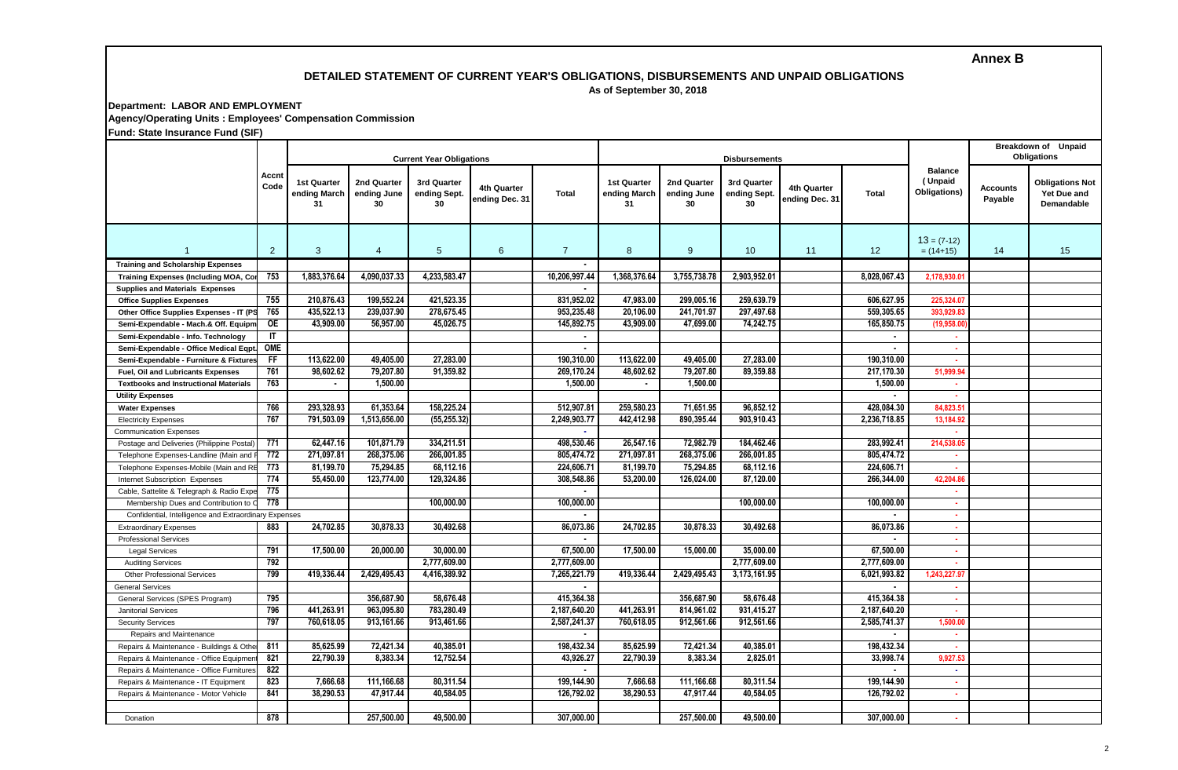**Annex B**

## DETAILED STATEMENT OF CURRENT YEAR'S OBLIGATIONS, DISBURSEMENTS AND UNPAID OBLIGATIONS

As of September 30, 2018

**Department: LABOR AND EMPLOYMENT**
**Agency/Operating Units : Employees' Compensation Commission**
**Fund: State Insurance Fund (SIF)**

| | Accnt Code | Current Year Obligations | | | | | Disbursements | | | | | Balance (Unpaid Obligations) | Breakdown of Unpaid Obligations | |
|---|---|---|---|---|---|---|---|---|---|---|---|---|---|---|
| | | 1st Quarter ending March 31 | 2nd Quarter ending June 30 | 3rd Quarter ending Sept. 30 | 4th Quarter ending Dec. 31 | Total | 1st Quarter ending March 31 | 2nd Quarter ending June 30 | 3rd Quarter ending Sept. 30 | 4th Quarter ending Dec. 31 | Total | | Accounts Payable | Obligations Not Yet Due and Demandable |
| 1 | 2 | 3 | 4 | 5 | 6 | 7 | 8 | 9 | 10 | 11 | 12 | 13 = (7-12) = (14+15) | 14 | 15 |
| **Training and Scholarship Expenses** | | | | | | - | | | | | | | | |
| **Training Expenses (Including MOA, Cor** | 753 | 1,883,376.64 | 4,090,037.33 | 4,233,583.47 | | 10,206,997.44 | 1,368,376.64 | 3,755,738.78 | 2,903,952.01 | | 8,028,067.43 | 2,178,930.01 | | |
| **Supplies and Materials Expenses** | | | | | | - | | | | | | | | |
| **Office Supplies Expenses** | 755 | 210,876.43 | 199,552.24 | 421,523.35 | | 831,952.02 | 47,983.00 | 299,005.16 | 259,639.79 | | 606,627.95 | 225,324.07 | | |
| **Other Office Supplies Expenses - IT (PS** | 765 | 435,522.13 | 239,037.90 | 278,675.45 | | 953,235.48 | 20,106.00 | 241,701.97 | 297,497.68 | | 559,305.65 | 393,929.83 | | |
| **Semi-Expendable - Mach.& Off. Equipm** | OE | 43,909.00 | 56,957.00 | 45,026.75 | | 145,892.75 | 43,909.00 | 47,699.00 | 74,242.75 | | 165,850.75 | (19,958.00) | | |
| **Semi-Expendable - Info. Technology** | IT | | | | | - | | | | | - | - | | |
| **Semi-Expendable - Office Medical Eqpt.** | OME | | | | | - | | | | | - | - | | |
| **Semi-Expendable - Furniture & Fixtures** | FF | 113,622.00 | 49,405.00 | 27,283.00 | | 190,310.00 | 113,622.00 | 49,405.00 | 27,283.00 | | 190,310.00 | - | | |
| **Fuel, Oil and Lubricants Expenses** | 761 | 98,602.62 | 79,207.80 | 91,359.82 | | 269,170.24 | 48,602.62 | 79,207.80 | 89,359.88 | | 217,170.30 | 51,999.94 | | |
| **Textbooks and Instructional Materials** | 763 | - | 1,500.00 | | | 1,500.00 | - | 1,500.00 | | | 1,500.00 | - | | |
| **Utility Expenses** | | | | | | | | | | | - | - | | |
| **Water Expenses** | 766 | 293,328.93 | 61,353.64 | 158,225.24 | | 512,907.81 | 259,580.23 | 71,651.95 | 96,852.12 | | 428,084.30 | 84,823.51 | | |
| Electricity Expenses | 767 | 791,503.09 | 1,513,656.00 | (55,255.32) | | 2,249,903.77 | 442,412.98 | 890,395.44 | 903,910.43 | | 2,236,718.85 | 13,184.92 | | |
| Communication Expenses | | | | | | - | | | | | | - | | |
| Postage and Deliveries (Philippine Postal) | 771 | 62,447.16 | 101,871.79 | 334,211.51 | | 498,530.46 | 26,547.16 | 72,982.79 | 184,462.46 | | 283,992.41 | 214,538.05 | | |
| Telephone Expenses-Landline (Main and F | 772 | 271,097.81 | 268,375.06 | 266,001.85 | | 805,474.72 | 271,097.81 | 268,375.06 | 266,001.85 | | 805,474.72 | - | | |
| Telephone Expenses-Mobile (Main and RE | 773 | 81,199.70 | 75,294.85 | 68,112.16 | | 224,606.71 | 81,199.70 | 75,294.85 | 68,112.16 | | 224,606.71 | - | | |
| Internet Subscription Expenses | 774 | 55,450.00 | 123,774.00 | 129,324.86 | | 308,548.86 | 53,200.00 | 126,024.00 | 87,120.00 | | 266,344.00 | 42,204.86 | | |
| Cable, Sattelite & Telegraph & Radio Expe | 775 | | | | | - | | | | | | - | | |
| Membership Dues and Contribution to C | 778 | | | 100,000.00 | | 100,000.00 | | | 100,000.00 | | 100,000.00 | - | | |
| Confidential, Intelligence and Extraordinary Expenses | | | | | | - | | | | | - | - | | |
| Extraordinary Expenses | 883 | 24,702.85 | 30,878.33 | 30,492.68 | | 86,073.86 | 24,702.85 | 30,878.33 | 30,492.68 | | 86,073.86 | - | | |
| Professional Services | | | | | | - | | | | | - | - | | |
| Legal Services | 791 | 17,500.00 | 20,000.00 | 30,000.00 | | 67,500.00 | 17,500.00 | 15,000.00 | 35,000.00 | | 67,500.00 | - | | |
| Auditing Services | 792 | | | 2,777,609.00 | | 2,777,609.00 | | | 2,777,609.00 | | 2,777,609.00 | - | | |
| Other Professional Services | 799 | 419,336.44 | 2,429,495.43 | 4,416,389.92 | | 7,265,221.79 | 419,336.44 | 2,429,495.43 | 3,173,161.95 | | 6,021,993.82 | 1,243,227.97 | | |
| General Services | | | | | | - | | | | | - | - | | |
| General Services (SPES Program) | 795 | | 356,687.90 | 58,676.48 | | 415,364.38 | | 356,687.90 | 58,676.48 | | 415,364.38 | - | | |
| Janitorial Services | 796 | 441,263.91 | 963,095.80 | 783,280.49 | | 2,187,640.20 | 441,263.91 | 814,961.02 | 931,415.27 | | 2,187,640.20 | - | | |
| Security Services | 797 | 760,618.05 | 913,161.66 | 913,461.66 | | 2,587,241.37 | 760,618.05 | 912,561.66 | 912,561.66 | | 2,585,741.37 | 1,500.00 | | |
| Repairs and Maintenance | | | | | | - | | | | | - | - | | |
| Repairs & Maintenance - Buildings & Othe | 811 | 85,625.99 | 72,421.34 | 40,385.01 | | 198,432.34 | 85,625.99 | 72,421.34 | 40,385.01 | | 198,432.34 | - | | |
| Repairs & Maintenance - Office Equipmen | 821 | 22,790.39 | 8,383.34 | 12,752.54 | | 43,926.27 | 22,790.39 | 8,383.34 | 2,825.01 | | 33,998.74 | 9,927.53 | | |
| Repairs & Maintenance - Office Furnitures | 822 | | | | | - | | | | | - | - | | |
| Repairs & Maintenance - IT Equipment | 823 | 7,666.68 | 111,166.68 | 80,311.54 | | 199,144.90 | 7,666.68 | 111,166.68 | 80,311.54 | | 199,144.90 | - | | |
| Repairs & Maintenance - Motor Vehicle | 841 | 38,290.53 | 47,917.44 | 40,584.05 | | 126,792.02 | 38,290.53 | 47,917.44 | 40,584.05 | | 126,792.02 | - | | |
| | | | | | | | | | | | | | | |
| Donation | 878 | | 257,500.00 | 49,500.00 | | 307,000.00 | | 257,500.00 | 49,500.00 | | 307,000.00 | - | | |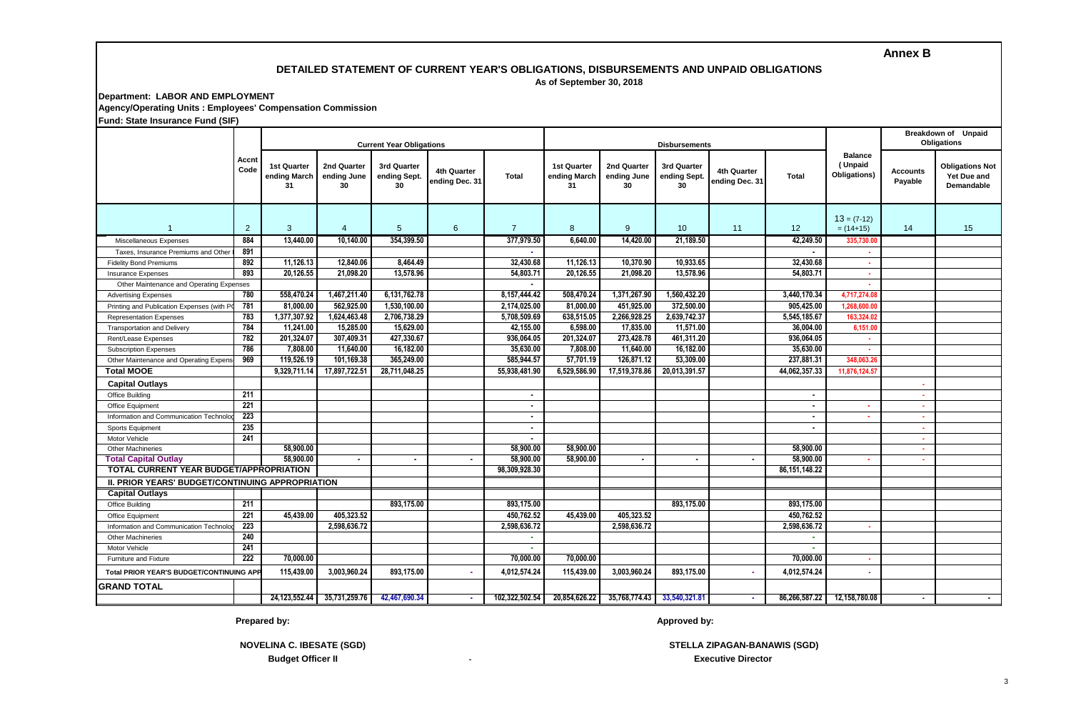**Annex B**

# DETAILED STATEMENT OF CURRENT YEAR'S OBLIGATIONS, DISBURSEMENTS AND UNPAID OBLIGATIONS

As of September 30, 2018

**Department: LABOR AND EMPLOYMENT**
**Agency/Operating Units : Employees' Compensation Commission**
**Fund: State Insurance Fund (SIF)**

| | Accnt Code | Current Year Obligations | | | | | Disbursements | | | | | Balance (Unpaid Obligations) | Breakdown of Unpaid Obligations | |
|---|---|---|---|---|---|---|---|---|---|---|---|---|---|---|
| | | 1st Quarter ending March 31 | 2nd Quarter ending June 30 | 3rd Quarter ending Sept. 30 | 4th Quarter ending Dec. 31 | Total | 1st Quarter ending March 31 | 2nd Quarter ending June 30 | 3rd Quarter ending Sept. 30 | 4th Quarter ending Dec. 31 | Total | | Accounts Payable | Obligations Not Yet Due and Demandable |
| 1 | 2 | 3 | 4 | 5 | 6 | 7 | 8 | 9 | 10 | 11 | 12 | 13 = (7-12) = (14+15) | 14 | 15 |
| Miscellaneous Expenses | 884 | 13,440.00 | 10,140.00 | 354,399.50 | | 377,979.50 | 6,640.00 | 14,420.00 | 21,189.50 | | 42,249.50 | 335,730.00 | | |
| Taxes, Insurance Premiums and Other | 891 | | | | | - | | | | | - | - | | |
| Fidelity Bond Premiums | 892 | 11,126.13 | 12,840.06 | 8,464.49 | | 32,430.68 | 11,126.13 | 10,370.90 | 10,933.65 | | 32,430.68 | - | | |
| Insurance Expenses | 893 | 20,126.55 | 21,098.20 | 13,578.96 | | 54,803.71 | 20,126.55 | 21,098.20 | 13,578.96 | | 54,803.71 | - | | |
| Other Maintenance and Operating Expenses | | | | | | - | | | | | | - | | |
| Advertising Expenses | 780 | 558,470.24 | 1,467,211.40 | 6,131,762.78 | | 8,157,444.42 | 508,470.24 | 1,371,267.90 | 1,560,432.20 | | 3,440,170.34 | 4,717,274.08 | | |
| Printing and Publication Expenses (with P | 781 | 81,000.00 | 562,925.00 | 1,530,100.00 | | 2,174,025.00 | 81,000.00 | 451,925.00 | 372,500.00 | | 905,425.00 | 1,268,600.00 | | |
| Representation Expenses | 783 | 1,377,307.92 | 1,624,463.48 | 2,706,738.29 | | 5,708,509.69 | 638,515.05 | 2,266,928.25 | 2,639,742.37 | | 5,545,185.67 | 163,324.02 | | |
| Transportation and Delivery | 784 | 11,241.00 | 15,285.00 | 15,629.00 | | 42,155.00 | 6,598.00 | 17,835.00 | 11,571.00 | | 36,004.00 | 6,151.00 | | |
| Rent/Lease Expenses | 782 | 201,324.07 | 307,409.31 | 427,330.67 | | 936,064.05 | 201,324.07 | 273,428.78 | 461,311.20 | | 936,064.05 | - | | |
| Subscription Expenses | 786 | 7,808.00 | 11,640.00 | 16,182.00 | | 35,630.00 | 7,808.00 | 11,640.00 | 16,182.00 | | 35,630.00 | - | | |
| Other Maintenance and Operating Expens | 969 | 119,526.19 | 101,169.38 | 365,249.00 | | 585,944.57 | 57,701.19 | 126,871.12 | 53,309.00 | | 237,881.31 | 348,063.26 | | |
| **Total MOOE** | | 9,329,711.14 | 17,897,722.51 | 28,711,048.25 | | 55,938,481.90 | 6,529,586.90 | 17,519,378.86 | 20,013,391.57 | | 44,062,357.33 | 11,876,124.57 | | |
| **Capital Outlays** | | | | | | | | | | | | | - | |
| Office Building | 211 | | | | | - | | | | | - | | - | |
| Office Equipment | 221 | | | | | - | | | | | - | - | - | |
| Information and Communication Technolog | 223 | | | | | - | | | | | - | - | - | |
| Sports Equipment | 235 | | | | | - | | | | | - | | - | |
| Motor Vehicle | 241 | | | | | - | | | | | | | - | |
| Other Machineries | | 58,900.00 | | | | 58,900.00 | 58,900.00 | | | | 58,900.00 | | - | |
| **Total Capital Outlay** | | 58,900.00 | - | - | - | 58,900.00 | 58,900.00 | - | - | - | 58,900.00 | - | - | |
| **TOTAL CURRENT YEAR BUDGET/APPROPRIATION** | | | | | | 98,309,928.30 | | | | | 86,151,148.22 | | | |
| **II. PRIOR YEARS' BUDGET/CONTINUING APPROPRIATION** | | | | | | | | | | | | | | |
| **Capital Outlays** | | | | | | | | | | | | | | |
| Office Building | 211 | | | 893,175.00 | | 893,175.00 | | | 893,175.00 | | 893,175.00 | | | |
| Office Equipment | 221 | 45,439.00 | 405,323.52 | | | 450,762.52 | 45,439.00 | 405,323.52 | | | 450,762.52 | | | |
| Information and Communication Technolog | 223 | | 2,598,636.72 | | | 2,598,636.72 | | 2,598,636.72 | | | 2,598,636.72 | - | | |
| Other Machineries | 240 | | | | | - | | | | | - | | | |
| Motor Vehicle | 241 | | | | | - | | | | | - | | | |
| Furniture and Fixture | 222 | 70,000.00 | | | | 70,000.00 | 70,000.00 | | | | 70,000.00 | - | | |
| **Total PRIOR YEAR'S BUDGET/CONTINUING APP** | | 115,439.00 | 3,003,960.24 | 893,175.00 | - | 4,012,574.24 | 115,439.00 | 3,003,960.24 | 893,175.00 | - | 4,012,574.24 | - | | |
| **GRAND TOTAL** | | | | | | | | | | | | | | |
| | | 24,123,552.44 | 35,731,259.76 | 42,467,690.34 | - | 102,322,502.54 | 20,854,626.22 | 35,768,774.43 | 33,540,321.81 | - | 86,266,587.22 | 12,158,780.08 | - | - |

**Prepared by:**

**NOVELINA C. IBESATE (SGD)**
**Budget Officer II**

**Approved by:**

**STELLA ZIPAGAN-BANAWIS (SGD)**
**Executive Director**